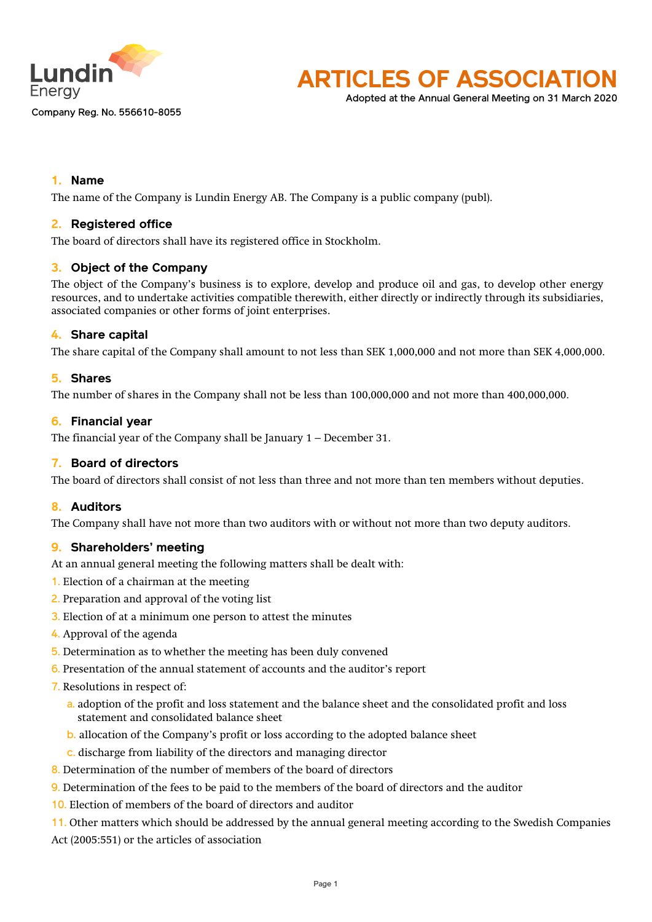Lundin Energy

Company Reg. No. 556610-8055

# ARTICLES OF ASSOCIATION

Adopted at the Annual General Meeting on 31 March 2020

## 1. Name

The name of the Company is Lundin Energy AB. The Company is a public company (publ).

## 2. Registered office

The board of directors shall have its registered office in Stockholm.

## 3. Object of the Company

The object of the Company's business is to explore, develop and produce oil and gas, to develop other energy resources, and to undertake activities compatible therewith, either directly or indirectly through its subsidiaries, associated companies or other forms of joint enterprises.

## 4. Share capital

The share capital of the Company shall amount to not less than SEK 1,000,000 and not more than SEK 4,000,000.

## 5. Shares

The number of shares in the Company shall not be less than 100,000,000 and not more than 400,000,000.

## 6. Financial year

The financial year of the Company shall be January 1 – December 31.

## 7. Board of directors

The board of directors shall consist of not less than three and not more than ten members without deputies.

## 8. Auditors

The Company shall have not more than two auditors with or without not more than two deputy auditors.

## 9. Shareholders' meeting

At an annual general meeting the following matters shall be dealt with:

1. Election of a chairman at the meeting
2. Preparation and approval of the voting list
3. Election of at a minimum one person to attest the minutes
4. Approval of the agenda
5. Determination as to whether the meeting has been duly convened
6. Presentation of the annual statement of accounts and the auditor's report
7. Resolutions in respect of:
   a. adoption of the profit and loss statement and the balance sheet and the consolidated profit and loss statement and consolidated balance sheet
   b. allocation of the Company's profit or loss according to the adopted balance sheet
   c. discharge from liability of the directors and managing director
8. Determination of the number of members of the board of directors
9. Determination of the fees to be paid to the members of the board of directors and the auditor
10. Election of members of the board of directors and auditor
11. Other matters which should be addressed by the annual general meeting according to the Swedish Companies Act (2005:551) or the articles of association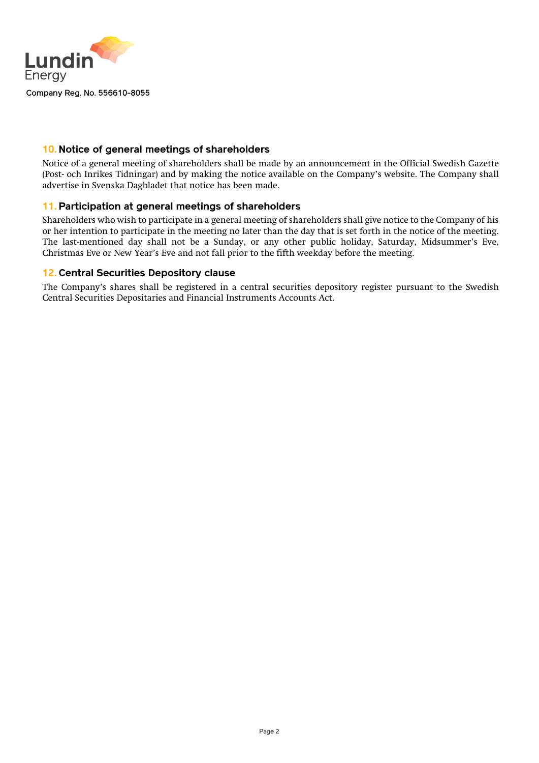Lundin Energy

Company Reg. No. 556610-8055

## 10. Notice of general meetings of shareholders

Notice of a general meeting of shareholders shall be made by an announcement in the Official Swedish Gazette (Post- och Inrikes Tidningar) and by making the notice available on the Company's website. The Company shall advertise in Svenska Dagbladet that notice has been made.

## 11. Participation at general meetings of shareholders

Shareholders who wish to participate in a general meeting of shareholders shall give notice to the Company of his or her intention to participate in the meeting no later than the day that is set forth in the notice of the meeting. The last-mentioned day shall not be a Sunday, or any other public holiday, Saturday, Midsummer's Eve, Christmas Eve or New Year's Eve and not fall prior to the fifth weekday before the meeting.

## 12. Central Securities Depository clause

The Company's shares shall be registered in a central securities depository register pursuant to the Swedish Central Securities Depositaries and Financial Instruments Accounts Act.